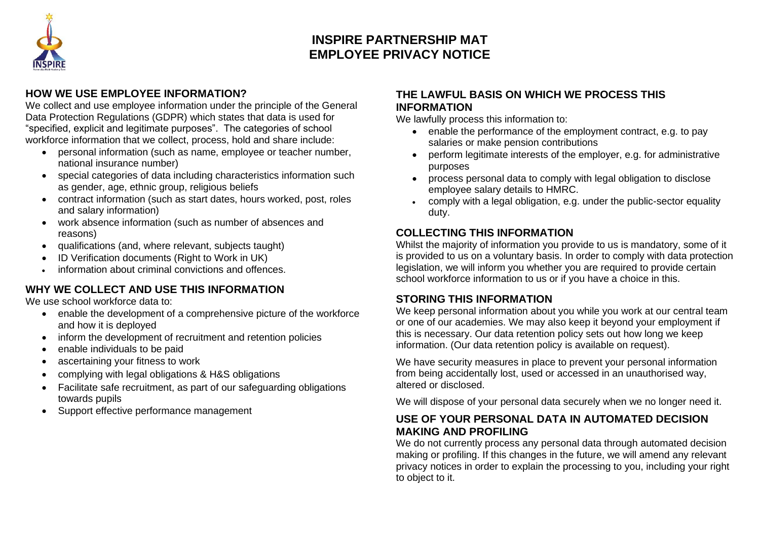# INSPIRE PARTNERSHIP MAT
# EMPLOYEE PRIVACY NOTICE

## HOW WE USE EMPLOYEE INFORMATION?

We collect and use employee information under the principle of the General Data Protection Regulations (GDPR) which states that data is used for "specified, explicit and legitimate purposes". The categories of school workforce information that we collect, process, hold and share include:

- personal information (such as name, employee or teacher number, national insurance number)
- special categories of data including characteristics information such as gender, age, ethnic group, religious beliefs
- contract information (such as start dates, hours worked, post, roles and salary information)
- work absence information (such as number of absences and reasons)
- qualifications (and, where relevant, subjects taught)
- ID Verification documents (Right to Work in UK)
- information about criminal convictions and offences.

## WHY WE COLLECT AND USE THIS INFORMATION

We use school workforce data to:

- enable the development of a comprehensive picture of the workforce and how it is deployed
- inform the development of recruitment and retention policies
- enable individuals to be paid
- ascertaining your fitness to work
- complying with legal obligations & H&S obligations
- Facilitate safe recruitment, as part of our safeguarding obligations towards pupils
- Support effective performance management

## THE LAWFUL BASIS ON WHICH WE PROCESS THIS INFORMATION

We lawfully process this information to:

- enable the performance of the employment contract, e.g. to pay salaries or make pension contributions
- perform legitimate interests of the employer, e.g. for administrative purposes
- process personal data to comply with legal obligation to disclose employee salary details to HMRC.
- comply with a legal obligation, e.g. under the public-sector equality duty.

## COLLECTING THIS INFORMATION

Whilst the majority of information you provide to us is mandatory, some of it is provided to us on a voluntary basis. In order to comply with data protection legislation, we will inform you whether you are required to provide certain school workforce information to us or if you have a choice in this.

## STORING THIS INFORMATION

We keep personal information about you while you work at our central team or one of our academies. We may also keep it beyond your employment if this is necessary. Our data retention policy sets out how long we keep information. (Our data retention policy is available on request).

We have security measures in place to prevent your personal information from being accidentally lost, used or accessed in an unauthorised way, altered or disclosed.

We will dispose of your personal data securely when we no longer need it.

## USE OF YOUR PERSONAL DATA IN AUTOMATED DECISION MAKING AND PROFILING

We do not currently process any personal data through automated decision making or profiling. If this changes in the future, we will amend any relevant privacy notices in order to explain the processing to you, including your right to object to it.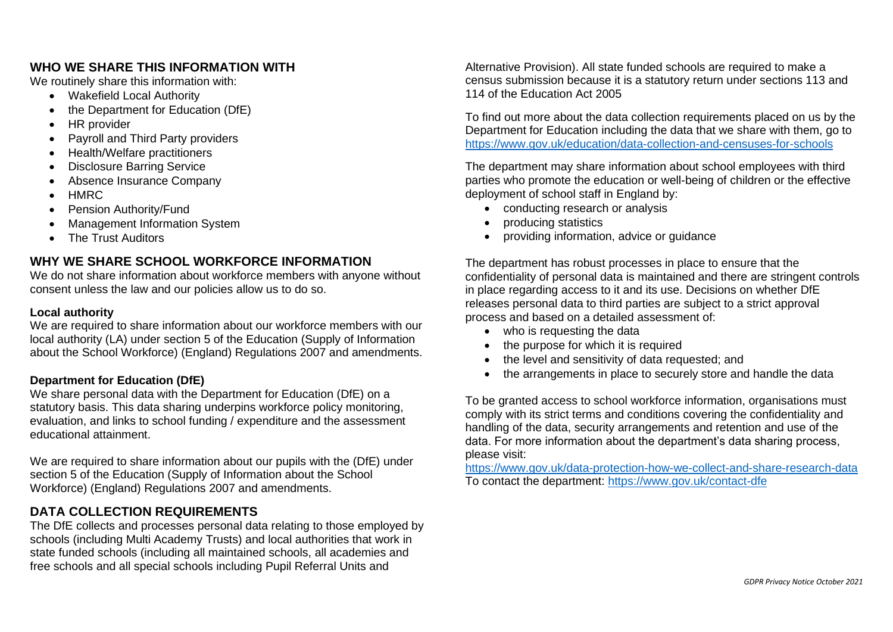## WHO WE SHARE THIS INFORMATION WITH

We routinely share this information with:

- Wakefield Local Authority
- the Department for Education (DfE)
- HR provider
- Payroll and Third Party providers
- Health/Welfare practitioners
- Disclosure Barring Service
- Absence Insurance Company
- HMRC
- Pension Authority/Fund
- Management Information System
- The Trust Auditors

## WHY WE SHARE SCHOOL WORKFORCE INFORMATION

We do not share information about workforce members with anyone without consent unless the law and our policies allow us to do so.

### Local authority

We are required to share information about our workforce members with our local authority (LA) under section 5 of the Education (Supply of Information about the School Workforce) (England) Regulations 2007 and amendments.

### Department for Education (DfE)

We share personal data with the Department for Education (DfE) on a statutory basis. This data sharing underpins workforce policy monitoring, evaluation, and links to school funding / expenditure and the assessment educational attainment.

We are required to share information about our pupils with the (DfE) under section 5 of the Education (Supply of Information about the School Workforce) (England) Regulations 2007 and amendments.

## DATA COLLECTION REQUIREMENTS

The DfE collects and processes personal data relating to those employed by schools (including Multi Academy Trusts) and local authorities that work in state funded schools (including all maintained schools, all academies and free schools and all special schools including Pupil Referral Units and Alternative Provision). All state funded schools are required to make a census submission because it is a statutory return under sections 113 and 114 of the Education Act 2005

To find out more about the data collection requirements placed on us by the Department for Education including the data that we share with them, go to https://www.gov.uk/education/data-collection-and-censuses-for-schools

The department may share information about school employees with third parties who promote the education or well-being of children or the effective deployment of school staff in England by:

- conducting research or analysis
- producing statistics
- providing information, advice or guidance

The department has robust processes in place to ensure that the confidentiality of personal data is maintained and there are stringent controls in place regarding access to it and its use. Decisions on whether DfE releases personal data to third parties are subject to a strict approval process and based on a detailed assessment of:

- who is requesting the data
- the purpose for which it is required
- the level and sensitivity of data requested; and
- the arrangements in place to securely store and handle the data

To be granted access to school workforce information, organisations must comply with its strict terms and conditions covering the confidentiality and handling of the data, security arrangements and retention and use of the data. For more information about the department's data sharing process, please visit:

https://www.gov.uk/data-protection-how-we-collect-and-share-research-data
To contact the department: https://www.gov.uk/contact-dfe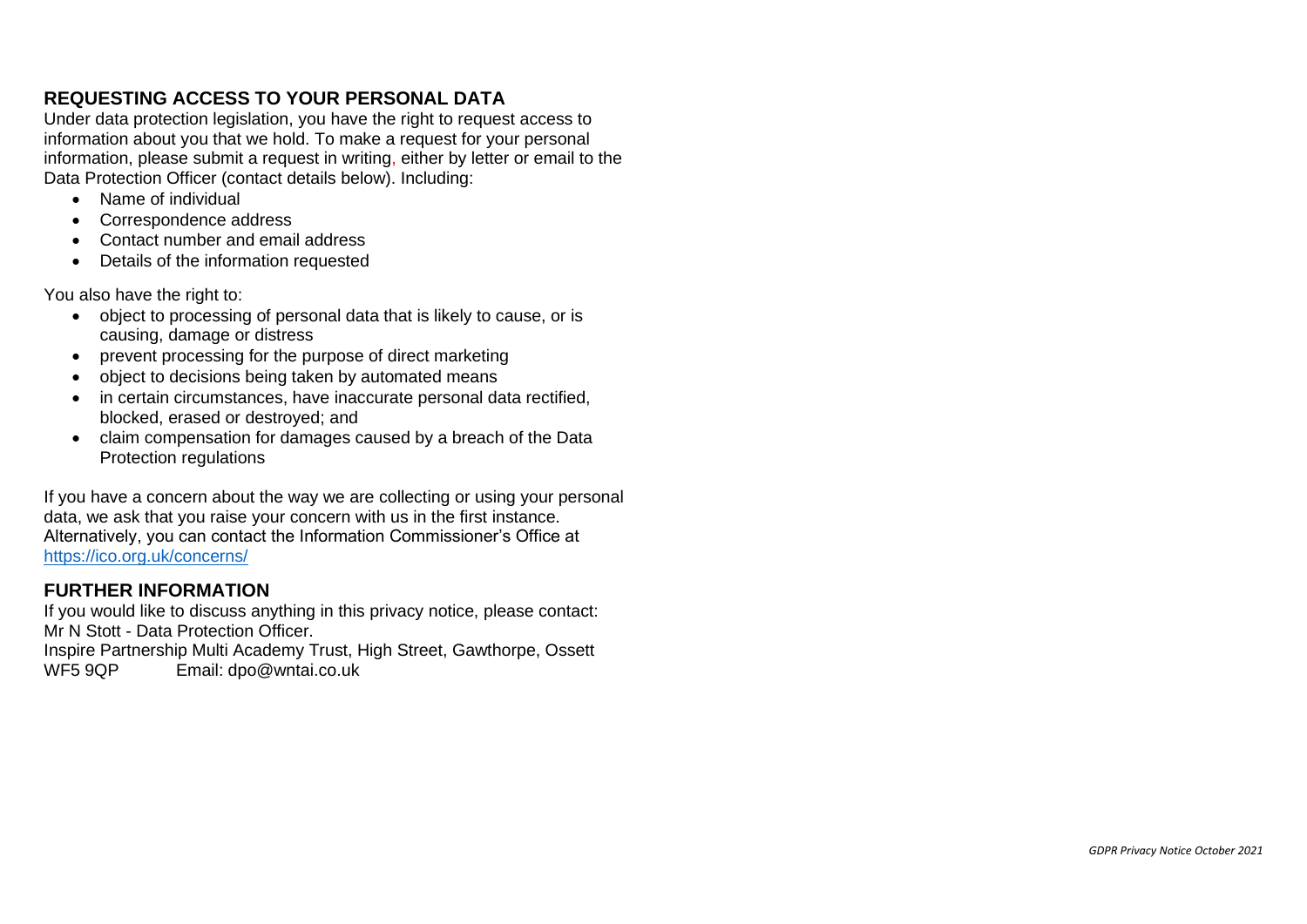## REQUESTING ACCESS TO YOUR PERSONAL DATA

Under data protection legislation, you have the right to request access to information about you that we hold. To make a request for your personal information, please submit a request in writing, either by letter or email to the Data Protection Officer (contact details below). Including:

- Name of individual
- Correspondence address
- Contact number and email address
- Details of the information requested

You also have the right to:

- object to processing of personal data that is likely to cause, or is causing, damage or distress
- prevent processing for the purpose of direct marketing
- object to decisions being taken by automated means
- in certain circumstances, have inaccurate personal data rectified, blocked, erased or destroyed; and
- claim compensation for damages caused by a breach of the Data Protection regulations

If you have a concern about the way we are collecting or using your personal data, we ask that you raise your concern with us in the first instance. Alternatively, you can contact the Information Commissioner's Office at https://ico.org.uk/concerns/

## FURTHER INFORMATION

If you would like to discuss anything in this privacy notice, please contact:
Mr N Stott - Data Protection Officer.
Inspire Partnership Multi Academy Trust, High Street, Gawthorpe, Ossett WF5 9QP Email: dpo@wntai.co.uk